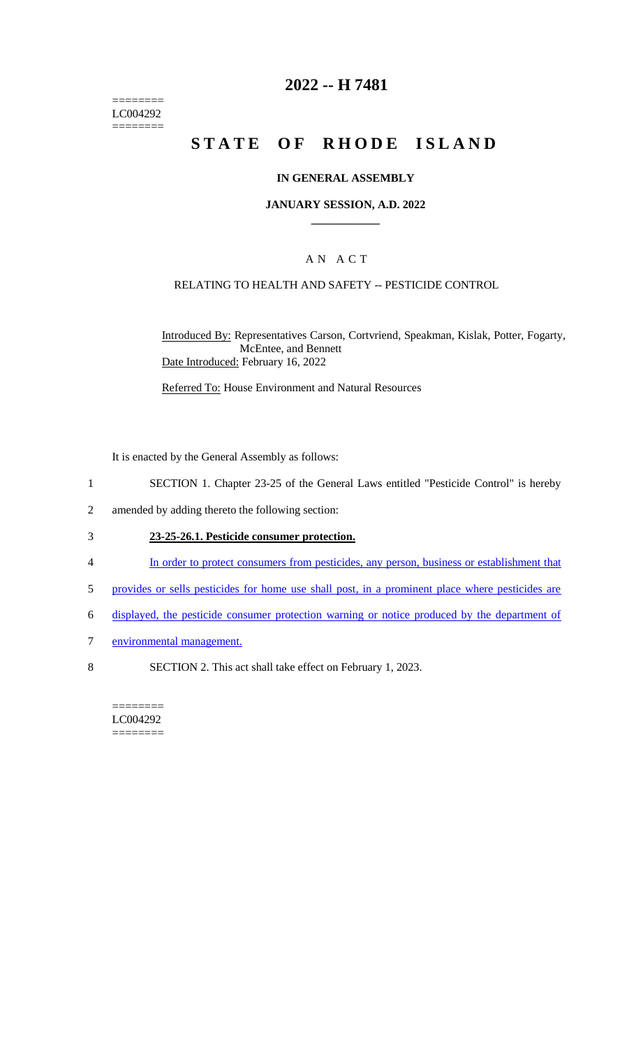========
LC004292
========

# 2022 -- H 7481

# STATE OF RHODE ISLAND

## IN GENERAL ASSEMBLY

### JANUARY SESSION, A.D. 2022

____________

### A N A C T

RELATING TO HEALTH AND SAFETY -- PESTICIDE CONTROL

Introduced By: Representatives Carson, Cortvriend, Speakman, Kislak, Potter, Fogarty, McEntee, and Bennett

Date Introduced: February 16, 2022

Referred To: House Environment and Natural Resources

It is enacted by the General Assembly as follows:

1 SECTION 1. Chapter 23-25 of the General Laws entitled "Pesticide Control" is hereby
2 amended by adding thereto the following section:

3 **23-25-26.1. Pesticide consumer protection.**

4 In order to protect consumers from pesticides, any person, business or establishment that
5 provides or sells pesticides for home use shall post, in a prominent place where pesticides are
6 displayed, the pesticide consumer protection warning or notice produced by the department of
7 environmental management.

8 SECTION 2. This act shall take effect on February 1, 2023.

========
LC004292
========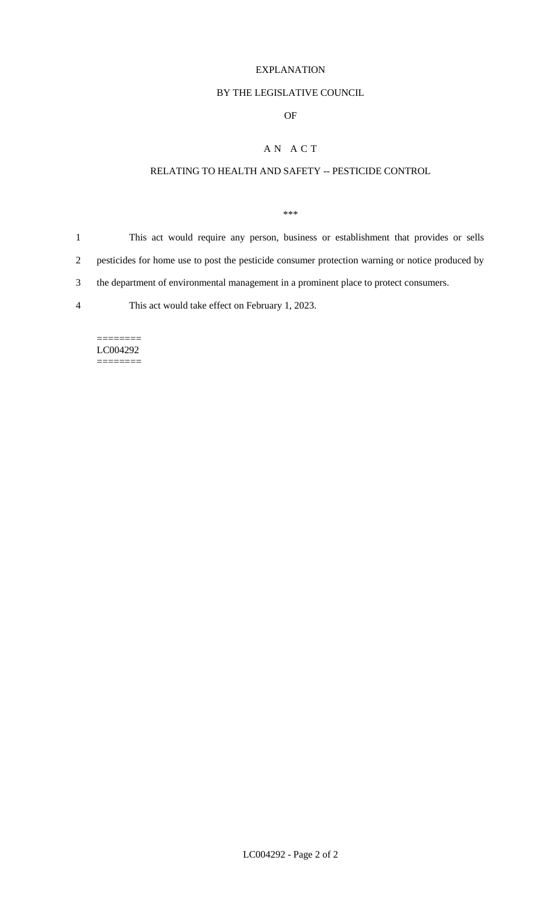EXPLANATION

BY THE LEGISLATIVE COUNCIL

OF

A N A C T

RELATING TO HEALTH AND SAFETY -- PESTICIDE CONTROL

\*\*\*

1 This act would require any person, business or establishment that provides or sells
2 pesticides for home use to post the pesticide consumer protection warning or notice produced by
3 the department of environmental management in a prominent place to protect consumers.

4 This act would take effect on February 1, 2023.

========
LC004292
========